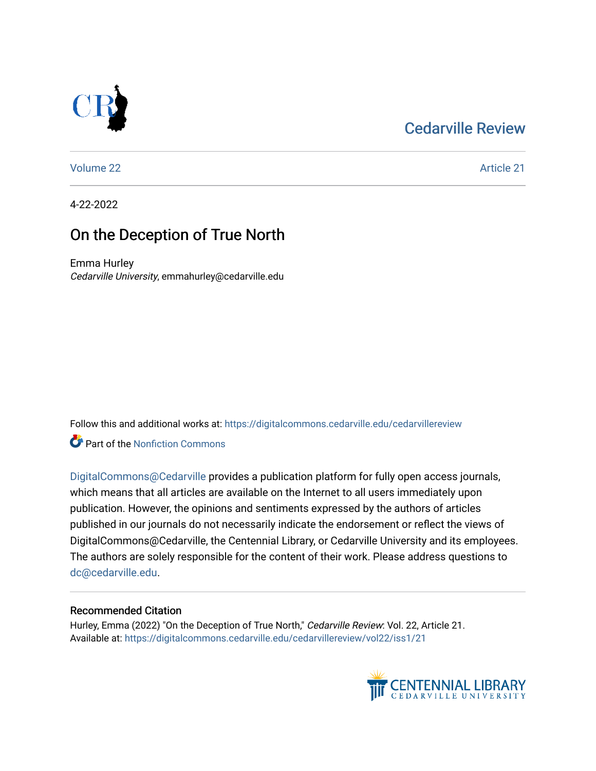Cedarville Review

Volume 22 | Article 21

4-22-2022

# On the Deception of True North

Emma Hurley
*Cedarville University*, emmahurley@cedarville.edu

Follow this and additional works at: https://digitalcommons.cedarville.edu/cedarvillereview

Part of the Nonfiction Commons

DigitalCommons@Cedarville provides a publication platform for fully open access journals, which means that all articles are available on the Internet to all users immediately upon publication. However, the opinions and sentiments expressed by the authors of articles published in our journals do not necessarily indicate the endorsement or reflect the views of DigitalCommons@Cedarville, the Centennial Library, or Cedarville University and its employees. The authors are solely responsible for the content of their work. Please address questions to dc@cedarville.edu.

## Recommended Citation

Hurley, Emma (2022) "On the Deception of True North," *Cedarville Review*: Vol. 22, Article 21.
Available at: https://digitalcommons.cedarville.edu/cedarvillereview/vol22/iss1/21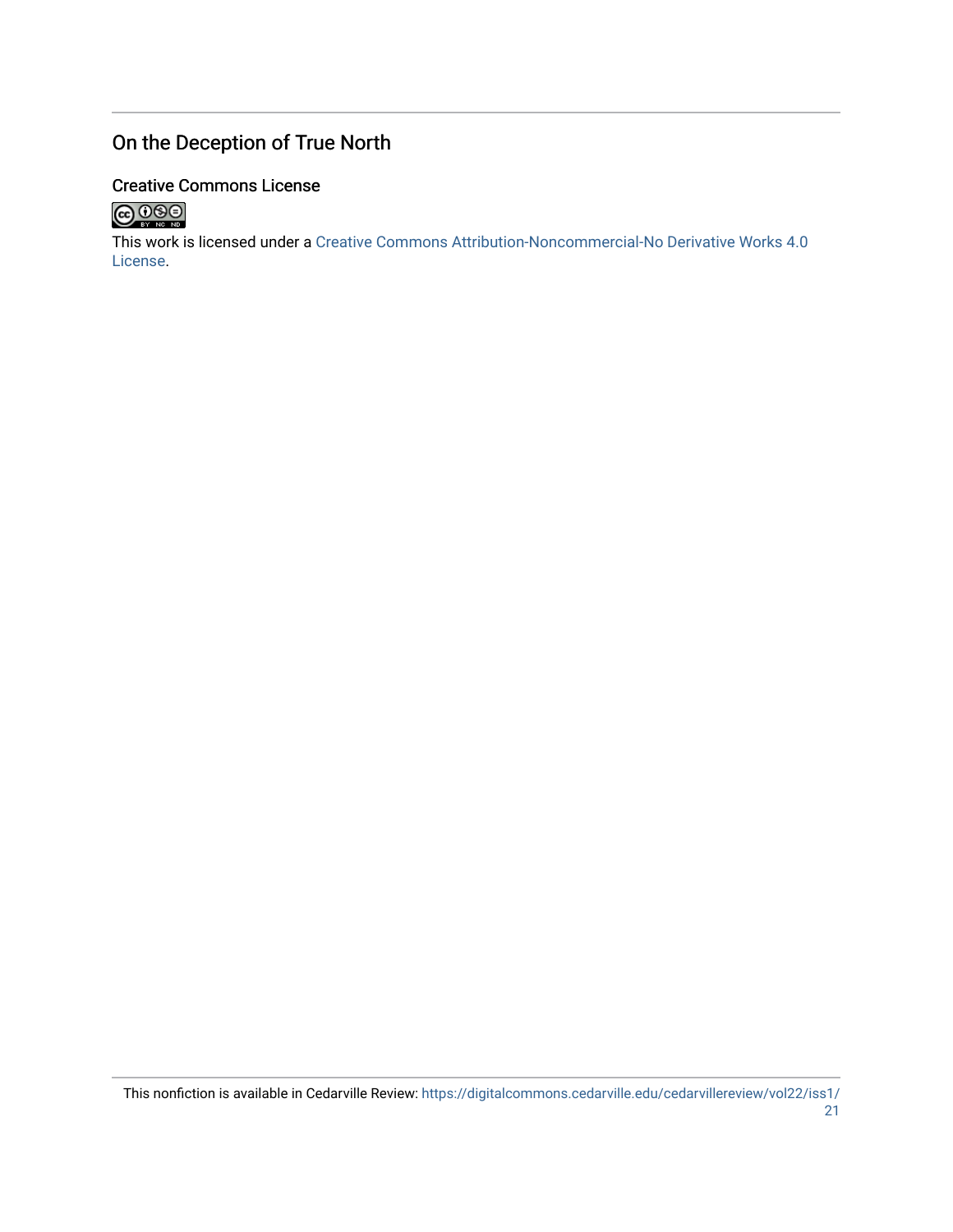## On the Deception of True North

### Creative Commons License

This work is licensed under a Creative Commons Attribution-Noncommercial-No Derivative Works 4.0 License.

This nonfiction is available in Cedarville Review: https://digitalcommons.cedarville.edu/cedarvillereview/vol22/iss1/21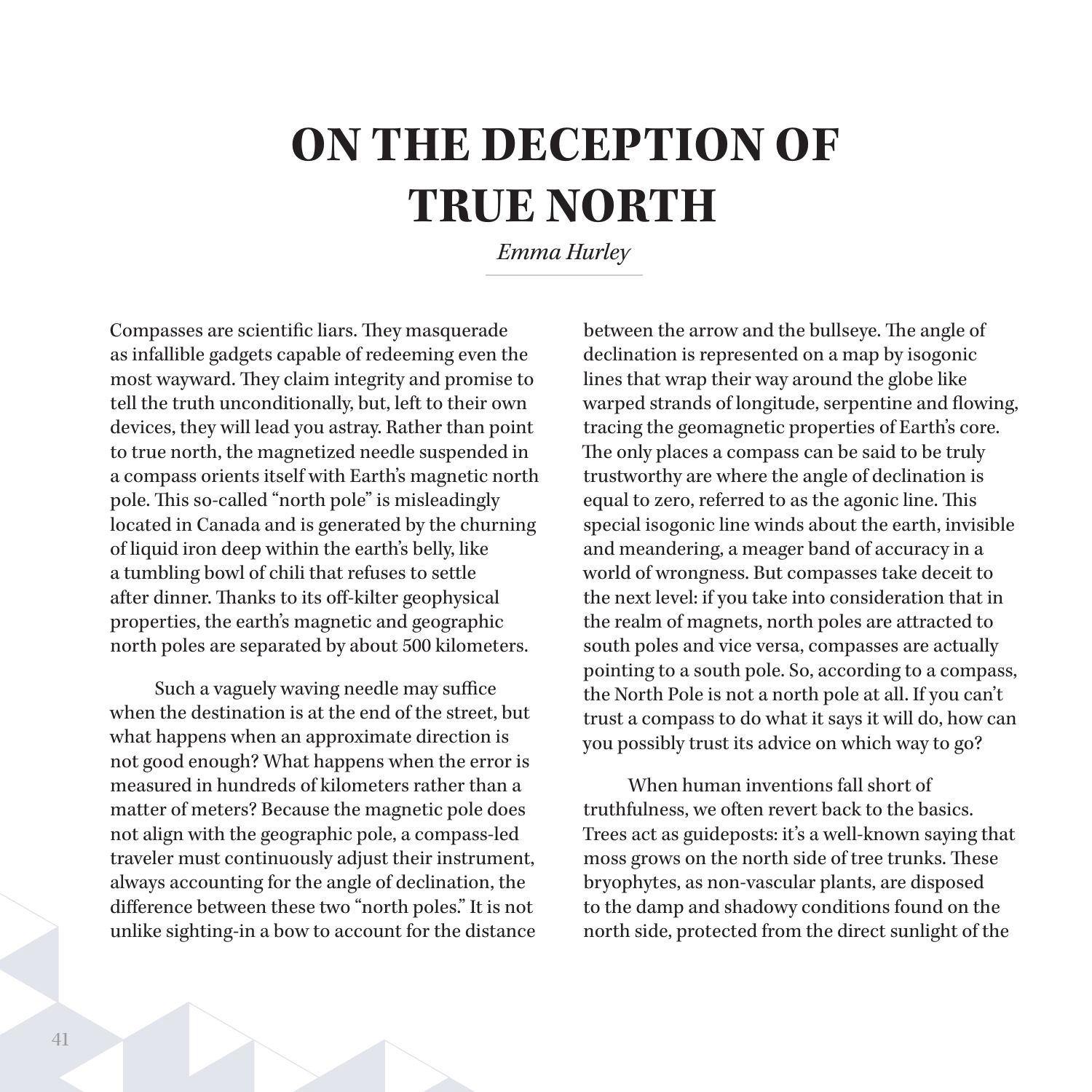# ON THE DECEPTION OF TRUE NORTH

*Emma Hurley*

Compasses are scientific liars. They masquerade as infallible gadgets capable of redeeming even the most wayward. They claim integrity and promise to tell the truth unconditionally, but, left to their own devices, they will lead you astray. Rather than point to true north, the magnetized needle suspended in a compass orients itself with Earth's magnetic north pole. This so-called "north pole" is misleadingly located in Canada and is generated by the churning of liquid iron deep within the earth's belly, like a tumbling bowl of chili that refuses to settle after dinner. Thanks to its off-kilter geophysical properties, the earth's magnetic and geographic north poles are separated by about 500 kilometers.

Such a vaguely waving needle may suffice when the destination is at the end of the street, but what happens when an approximate direction is not good enough? What happens when the error is measured in hundreds of kilometers rather than a matter of meters? Because the magnetic pole does not align with the geographic pole, a compass-led traveler must continuously adjust their instrument, always accounting for the angle of declination, the difference between these two "north poles." It is not unlike sighting-in a bow to account for the distance between the arrow and the bullseye. The angle of declination is represented on a map by isogonic lines that wrap their way around the globe like warped strands of longitude, serpentine and flowing, tracing the geomagnetic properties of Earth's core. The only places a compass can be said to be truly trustworthy are where the angle of declination is equal to zero, referred to as the agonic line. This special isogonic line winds about the earth, invisible and meandering, a meager band of accuracy in a world of wrongness. But compasses take deceit to the next level: if you take into consideration that in the realm of magnets, north poles are attracted to south poles and vice versa, compasses are actually pointing to a south pole. So, according to a compass, the North Pole is not a north pole at all. If you can't trust a compass to do what it says it will do, how can you possibly trust its advice on which way to go?

When human inventions fall short of truthfulness, we often revert back to the basics. Trees act as guideposts: it's a well-known saying that moss grows on the north side of tree trunks. These bryophytes, as non-vascular plants, are disposed to the damp and shadowy conditions found on the north side, protected from the direct sunlight of the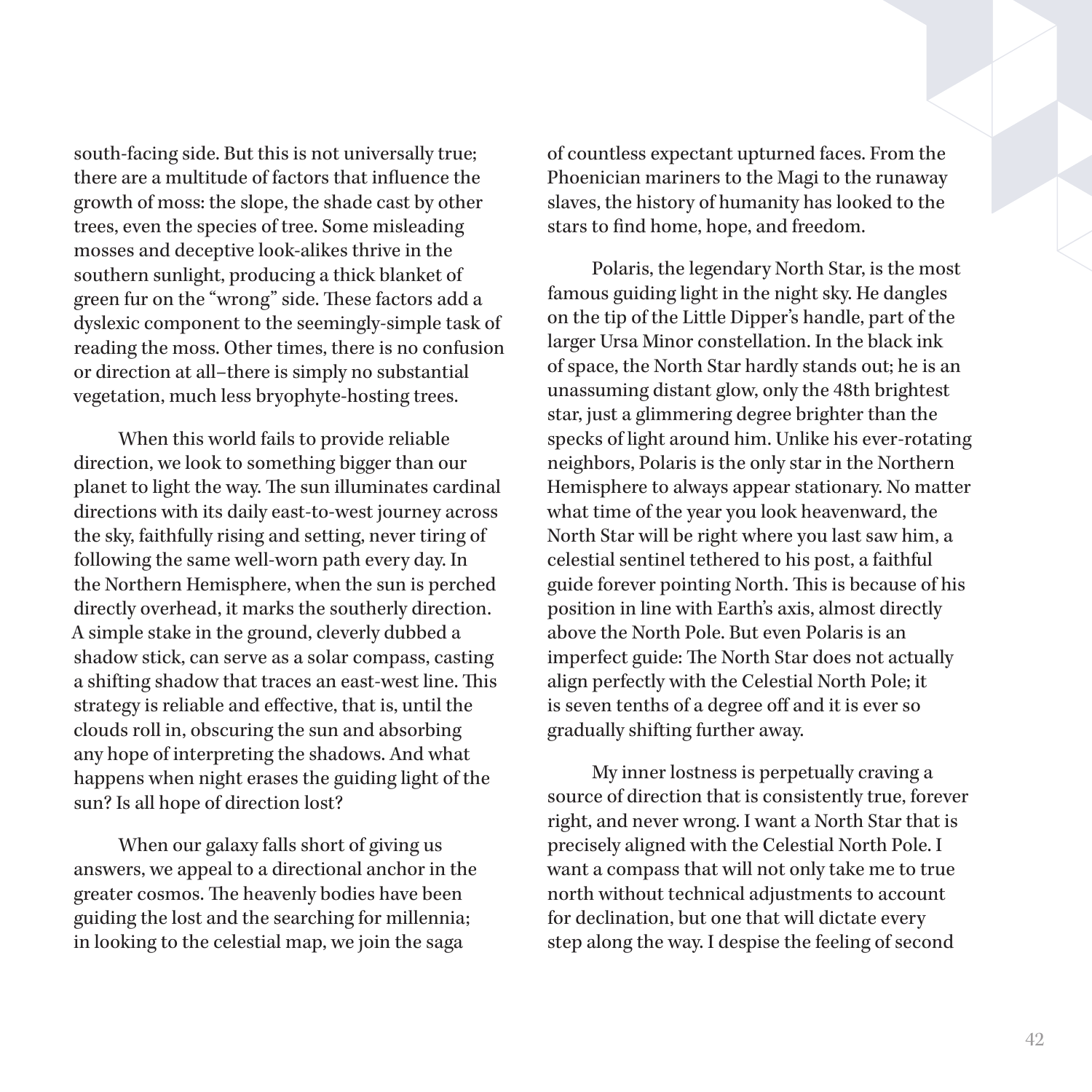south-facing side. But this is not universally true; there are a multitude of factors that influence the growth of moss: the slope, the shade cast by other trees, even the species of tree. Some misleading mosses and deceptive look-alikes thrive in the southern sunlight, producing a thick blanket of green fur on the "wrong" side. These factors add a dyslexic component to the seemingly-simple task of reading the moss. Other times, there is no confusion or direction at all–there is simply no substantial vegetation, much less bryophyte-hosting trees.

When this world fails to provide reliable direction, we look to something bigger than our planet to light the way. The sun illuminates cardinal directions with its daily east-to-west journey across the sky, faithfully rising and setting, never tiring of following the same well-worn path every day. In the Northern Hemisphere, when the sun is perched directly overhead, it marks the southerly direction. A simple stake in the ground, cleverly dubbed a shadow stick, can serve as a solar compass, casting a shifting shadow that traces an east-west line. This strategy is reliable and effective, that is, until the clouds roll in, obscuring the sun and absorbing any hope of interpreting the shadows. And what happens when night erases the guiding light of the sun? Is all hope of direction lost?

When our galaxy falls short of giving us answers, we appeal to a directional anchor in the greater cosmos. The heavenly bodies have been guiding the lost and the searching for millennia; in looking to the celestial map, we join the saga of countless expectant upturned faces. From the Phoenician mariners to the Magi to the runaway slaves, the history of humanity has looked to the stars to find home, hope, and freedom.

Polaris, the legendary North Star, is the most famous guiding light in the night sky. He dangles on the tip of the Little Dipper's handle, part of the larger Ursa Minor constellation. In the black ink of space, the North Star hardly stands out; he is an unassuming distant glow, only the 48th brightest star, just a glimmering degree brighter than the specks of light around him. Unlike his ever-rotating neighbors, Polaris is the only star in the Northern Hemisphere to always appear stationary. No matter what time of the year you look heavenward, the North Star will be right where you last saw him, a celestial sentinel tethered to his post, a faithful guide forever pointing North. This is because of his position in line with Earth's axis, almost directly above the North Pole. But even Polaris is an imperfect guide: The North Star does not actually align perfectly with the Celestial North Pole; it is seven tenths of a degree off and it is ever so gradually shifting further away.

My inner lostness is perpetually craving a source of direction that is consistently true, forever right, and never wrong. I want a North Star that is precisely aligned with the Celestial North Pole. I want a compass that will not only take me to true north without technical adjustments to account for declination, but one that will dictate every step along the way. I despise the feeling of second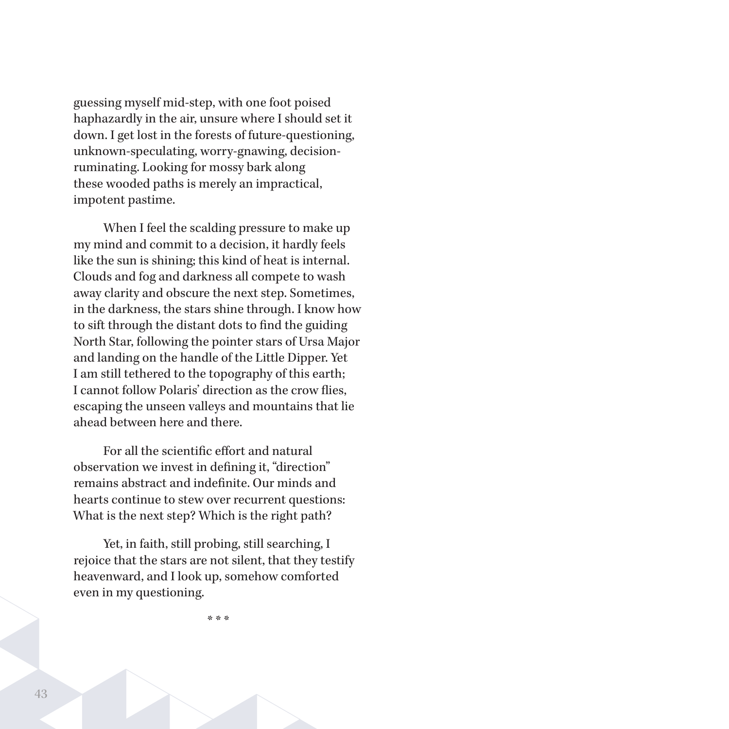guessing myself mid-step, with one foot poised haphazardly in the air, unsure where I should set it down. I get lost in the forests of future-questioning, unknown-speculating, worry-gnawing, decision-ruminating. Looking for mossy bark along these wooded paths is merely an impractical, impotent pastime.

When I feel the scalding pressure to make up my mind and commit to a decision, it hardly feels like the sun is shining; this kind of heat is internal. Clouds and fog and darkness all compete to wash away clarity and obscure the next step. Sometimes, in the darkness, the stars shine through. I know how to sift through the distant dots to find the guiding North Star, following the pointer stars of Ursa Major and landing on the handle of the Little Dipper. Yet I am still tethered to the topography of this earth; I cannot follow Polaris' direction as the crow flies, escaping the unseen valleys and mountains that lie ahead between here and there.

For all the scientific effort and natural observation we invest in defining it, "direction" remains abstract and indefinite. Our minds and hearts continue to stew over recurrent questions: What is the next step? Which is the right path?

Yet, in faith, still probing, still searching, I rejoice that the stars are not silent, that they testify heavenward, and I look up, somehow comforted even in my questioning.

\* \* \*